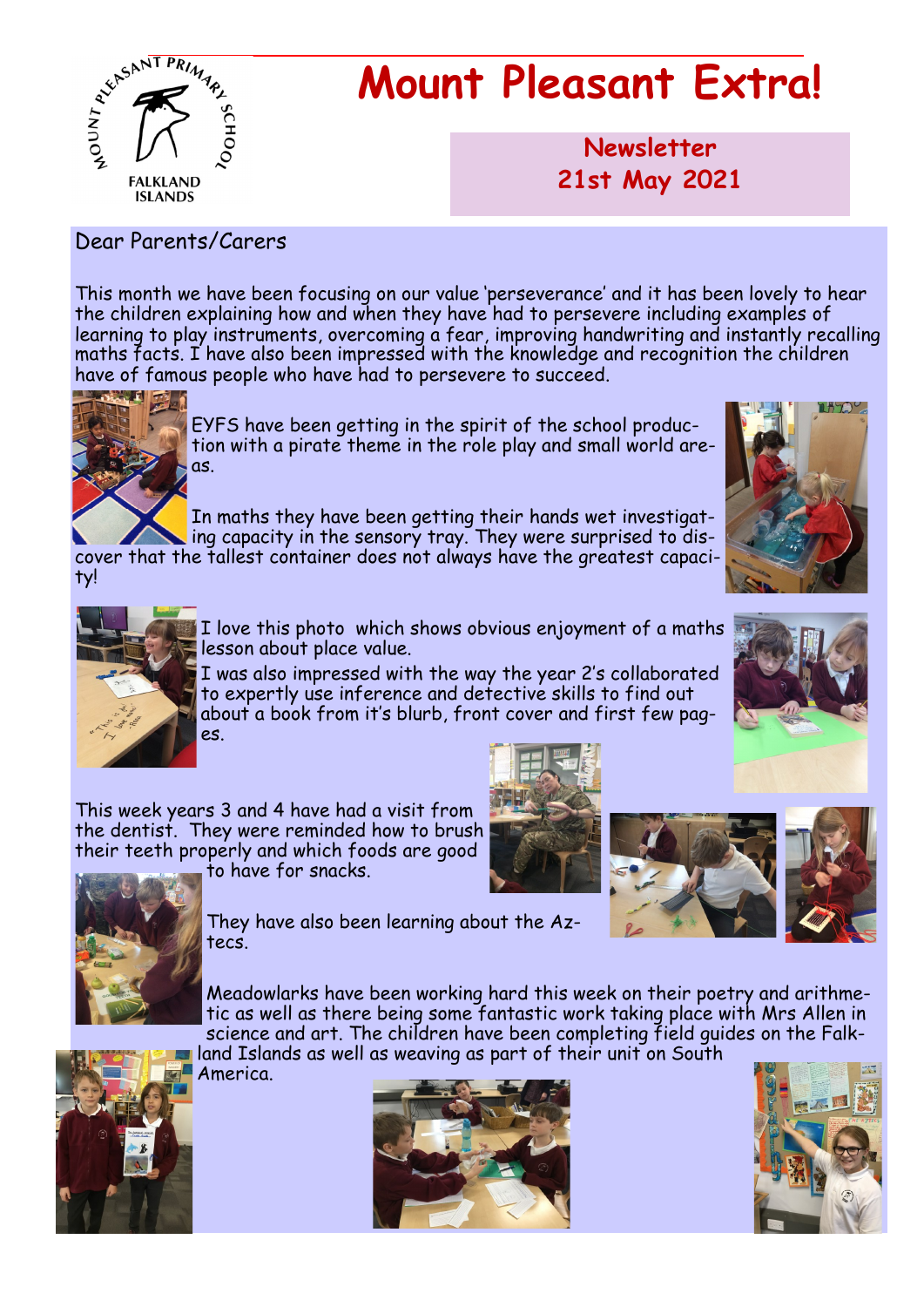# Mount Pleasant Extra!

**Newsletter 21st May 2021**

Dear Parents/Carers

This month we have been focusing on our value 'perseverance' and it has been lovely to hear the children explaining how and when they have had to persevere including examples of learning to play instruments, overcoming a fear, improving handwriting and instantly recalling maths facts. I have also been impressed with the knowledge and recognition the children have of famous people who have had to persevere to succeed.

EYFS have been getting in the spirit of the school production with a pirate theme in the role play and small world areas.

In maths they have been getting their hands wet investigating capacity in the sensory tray. They were surprised to discover that the tallest container does not always have the greatest capacity!

I love this photo which shows obvious enjoyment of a maths lesson about place value.

I was also impressed with the way the year 2's collaborated to expertly use inference and detective skills to find out about a book from it's blurb, front cover and first few pages.

This week years 3 and 4 have had a visit from the dentist. They were reminded how to brush their teeth properly and which foods are good to have for snacks.

They have also been learning about the Aztecs.

Meadowlarks have been working hard this week on their poetry and arithmetic as well as there being some fantastic work taking place with Mrs Allen in science and art. The children have been completing field guides on the Falkland Islands as well as weaving as part of their unit on South America.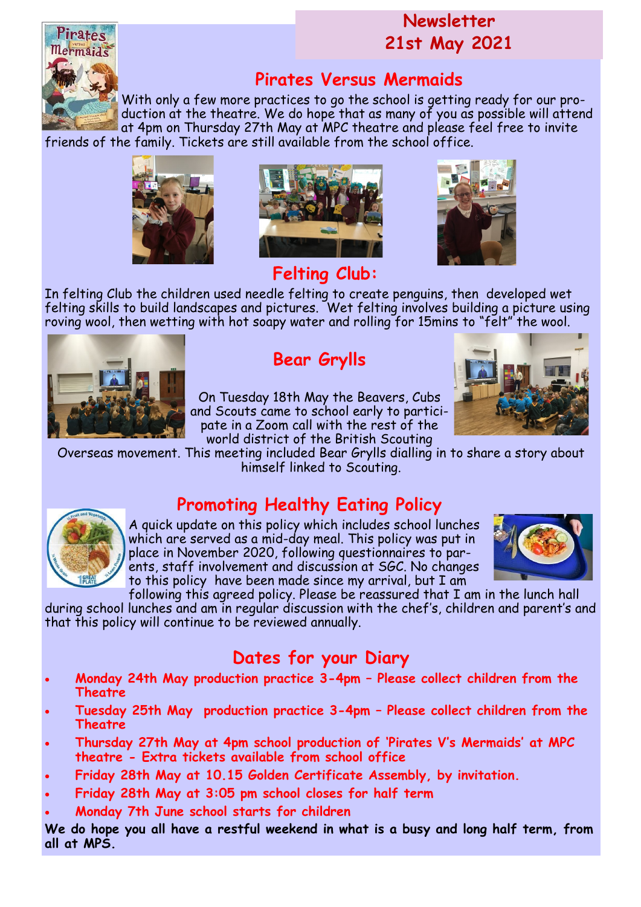# Newsletter 21st May 2021

## Pirates Versus Mermaids

With only a few more practices to go the school is getting ready for our production at the theatre. We do hope that as many of you as possible will attend at 4pm on Thursday 27th May at MPC theatre and please feel free to invite friends of the family. Tickets are still available from the school office.

## Felting Club:

In felting Club the children used needle felting to create penguins, then developed wet felting skills to build landscapes and pictures. Wet felting involves building a picture using roving wool, then wetting with hot soapy water and rolling for 15mins to "felt" the wool.

## Bear Grylls

On Tuesday 18th May the Beavers, Cubs and Scouts came to school early to participate in a Zoom call with the rest of the world district of the British Scouting Overseas movement. This meeting included Bear Grylls dialling in to share a story about himself linked to Scouting.

## Promoting Healthy Eating Policy

A quick update on this policy which includes school lunches which are served as a mid-day meal. This policy was put in place in November 2020, following questionnaires to parents, staff involvement and discussion at SGC. No changes to this policy have been made since my arrival, but I am following this agreed policy. Please be reassured that I am in the lunch hall during school lunches and am in regular discussion with the chef's, children and parent's and that this policy will continue to be reviewed annually.

## Dates for your Diary

- **Monday 24th May production practice 3-4pm – Please collect children from the Theatre**
- **Tuesday 25th May production practice 3-4pm – Please collect children from the Theatre**
- **Thursday 27th May at 4pm school production of 'Pirates V's Mermaids' at MPC theatre - Extra tickets available from school office**
- **Friday 28th May at 10.15 Golden Certificate Assembly, by invitation.**
- **Friday 28th May at 3:05 pm school closes for half term**
- **Monday 7th June school starts for children**

**We do hope you all have a restful weekend in what is a busy and long half term, from all at MPS.**